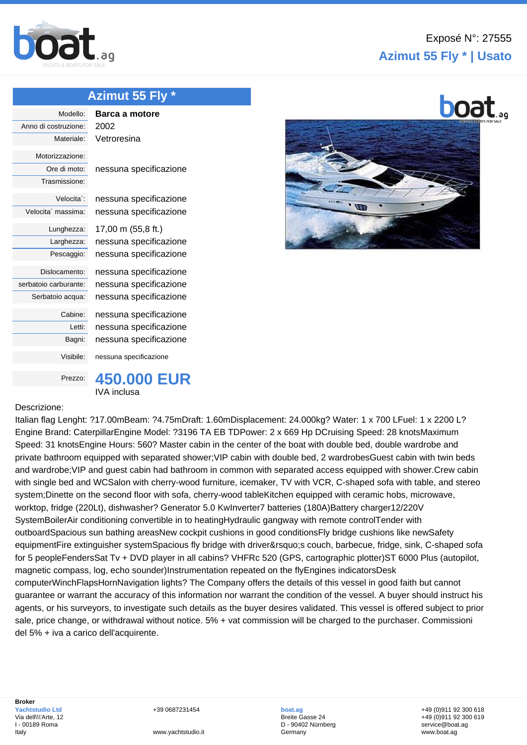Exposé N°: 27555

## Azimut 55 Fly * | Usato

# Azimut 55 Fly *

| | |
|---|---|
| Modello: | **Barca a motore** |
| Anno di costruzione: | 2002 |
| Materiale: | Vetroresina |
| Motorizzazione: | |
| Ore di moto: | nessuna specificazione |
| Trasmissione: | |
| Velocita´: | nessuna specificazione |
| Velocita´ massima: | nessuna specificazione |
| Lunghezza: | 17,00 m (55,8 ft.) |
| Larghezza: | nessuna specificazione |
| Pescaggio: | nessuna specificazione |
| Dislocamento: | nessuna specificazione |
| serbatoio carburante: | nessuna specificazione |
| Serbatoio acqua: | nessuna specificazione |
| Cabine: | nessuna specificazione |
| Letti: | nessuna specificazione |
| Bagni: | nessuna specificazione |
| Visibile: | nessuna specificazione |
| Prezzo: | **450.000 EUR** IVA inclusa |

Descrizione:

Italian flag Lenght: ?17.00mBeam: ?4.75mDraft: 1.60mDisplacement: 24.000kg? Water: 1 x 700 LFuel: 1 x 2200 L? Engine Brand: CaterpillarEngine Model: ?3196 TA EB TDPower: 2 x 669 Hp DCruising Speed: 28 knotsMaximum Speed: 31 knotsEngine Hours: 560? Master cabin in the center of the boat with double bed, double wardrobe and private bathroom equipped with separated shower;VIP cabin with double bed, 2 wardrobesGuest cabin with twin beds and wardrobe;VIP and guest cabin had bathroom in common with separated access equipped with shower.Crew cabin with single bed and WCSalon with cherry-wood furniture, icemaker, TV with VCR, C-shaped sofa with table, and stereo system;Dinette on the second floor with sofa, cherry-wood tableKitchen equipped with ceramic hobs, microwave, worktop, fridge (220Lt), dishwasher? Generator 5.0 KwInverter7 batteries (180A)Battery charger12/220V SystemBoilerAir conditioning convertible in to heatingHydraulic gangway with remote controlTender with outboardSpacious sun bathing areasNew cockpit cushions in good conditionsFly bridge cushions like newSafety equipmentFire extinguisher systemSpacious fly bridge with driver&rsquo;s couch, barbecue, fridge, sink, C-shaped sofa for 5 peopleFendersSat Tv + DVD player in all cabins? VHFRc 520 (GPS, cartographic plotter)ST 6000 Plus (autopilot, magnetic compass, log, echo sounder)Instrumentation repeated on the flyEngines indicatorsDesk computerWinchFlapsHornNavigation lights? The Company offers the details of this vessel in good faith but cannot guarantee or warrant the accuracy of this information nor warrant the condition of the vessel. A buyer should instruct his agents, or his surveyors, to investigate such details as the buyer desires validated. This vessel is offered subject to prior sale, price change, or withdrawal without notice. 5% + vat commission will be charged to the purchaser. Commissioni del 5% + iva a carico dell'acquirente.

**Broker**

**Yachtstudio Ltd**
Via dell\\'Arte, 12
I - 00189 Roma
Italy

+39 0687231454
www.yachtstudio.it

**boat.ag**
Breite Gasse 24
D - 90402 Nürnberg
Germany

+49 (0)911 92 300 618
+49 (0)911 92 300 619
service@boat.ag
www.boat.ag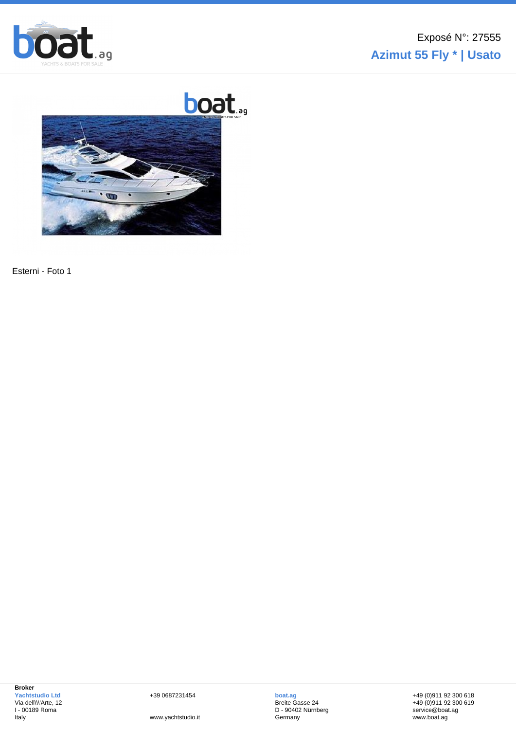Exposé N°: 27555

**Azimut 55 Fly * | Usato**

Esterni - Foto 1

**Broker**

**Yachtstudio Ltd**
Via dell\\\'Arte, 12
I - 00189 Roma
Italy

+39 0687231454

www.yachtstudio.it

**boat.ag**
Breite Gasse 24
D - 90402 Nürnberg
Germany

+49 (0)911 92 300 618
+49 (0)911 92 300 619
service@boat.ag
www.boat.ag